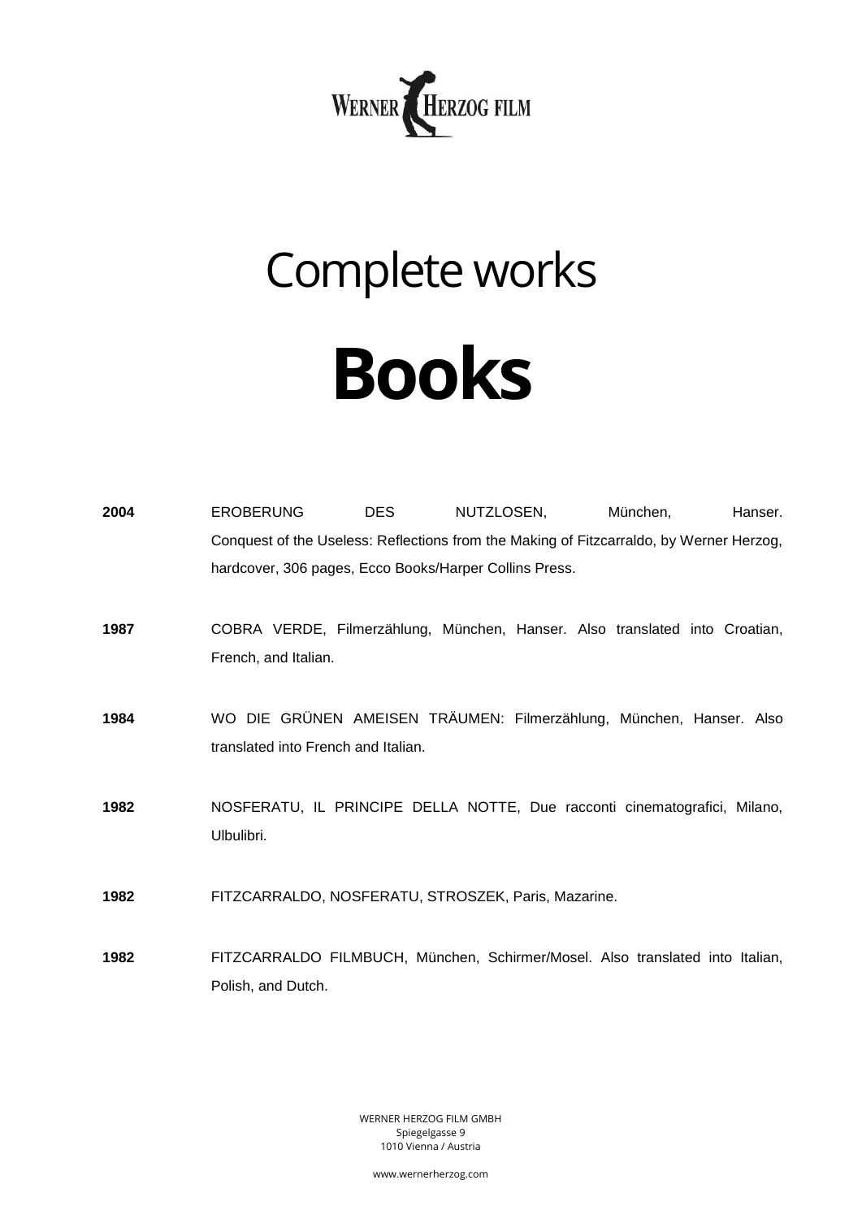WERNER HERZOG FILM

# Complete works

# Books

**2004** EROBERUNG DES NUTZLOSEN, München, Hanser.
Conquest of the Useless: Reflections from the Making of Fitzcarraldo, by Werner Herzog, hardcover, 306 pages, Ecco Books/Harper Collins Press.

**1987** COBRA VERDE, Filmerzählung, München, Hanser. Also translated into Croatian, French, and Italian.

**1984** WO DIE GRÜNEN AMEISEN TRÄUMEN: Filmerzählung, München, Hanser. Also translated into French and Italian.

**1982** NOSFERATU, IL PRINCIPE DELLA NOTTE, Due racconti cinematografici, Milano, Ulbulibri.

**1982** FITZCARRALDO, NOSFERATU, STROSZEK, Paris, Mazarine.

**1982** FITZCARRALDO FILMBUCH, München, Schirmer/Mosel. Also translated into Italian, Polish, and Dutch.

WERNER HERZOG FILM GMBH
Spiegelgasse 9
1010 Vienna / Austria

www.wernerherzog.com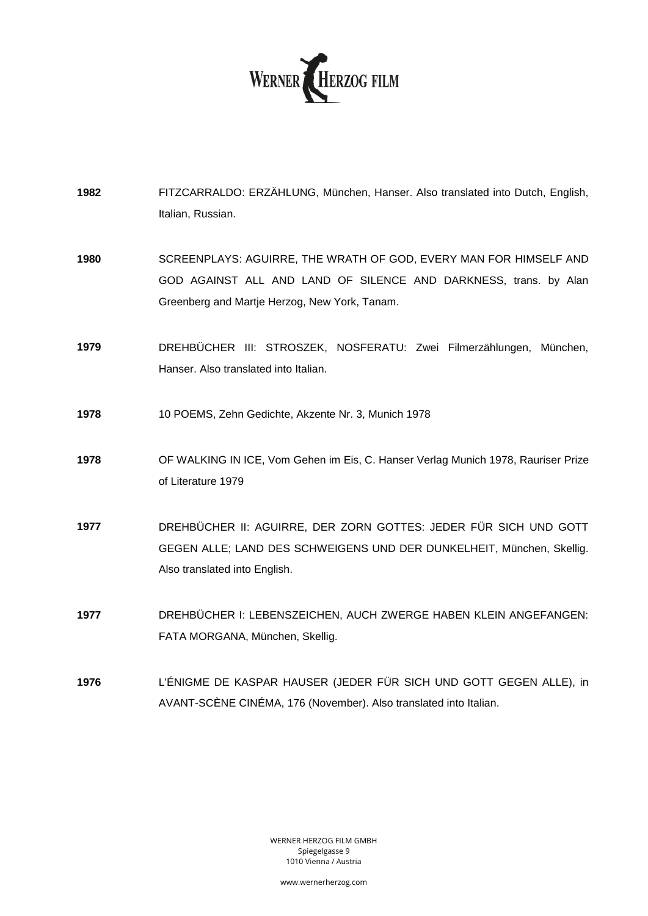**1982** FITZCARRALDO: ERZÄHLUNG, München, Hanser. Also translated into Dutch, English, Italian, Russian.

**1980** SCREENPLAYS: AGUIRRE, THE WRATH OF GOD, EVERY MAN FOR HIMSELF AND GOD AGAINST ALL AND LAND OF SILENCE AND DARKNESS, trans. by Alan Greenberg and Martje Herzog, New York, Tanam.

**1979** DREHBÜCHER III: STROSZEK, NOSFERATU: Zwei Filmerzählungen, München, Hanser. Also translated into Italian.

**1978** 10 POEMS, Zehn Gedichte, Akzente Nr. 3, Munich 1978

**1978** OF WALKING IN ICE, Vom Gehen im Eis, C. Hanser Verlag Munich 1978, Rauriser Prize of Literature 1979

**1977** DREHBÜCHER II: AGUIRRE, DER ZORN GOTTES: JEDER FÜR SICH UND GOTT GEGEN ALLE; LAND DES SCHWEIGENS UND DER DUNKELHEIT, München, Skellig. Also translated into English.

**1977** DREHBÜCHER I: LEBENSZEICHEN, AUCH ZWERGE HABEN KLEIN ANGEFANGEN: FATA MORGANA, München, Skellig.

**1976** L'ÉNIGME DE KASPAR HAUSER (JEDER FÜR SICH UND GOTT GEGEN ALLE), in AVANT-SCÈNE CINÉMA, 176 (November). Also translated into Italian.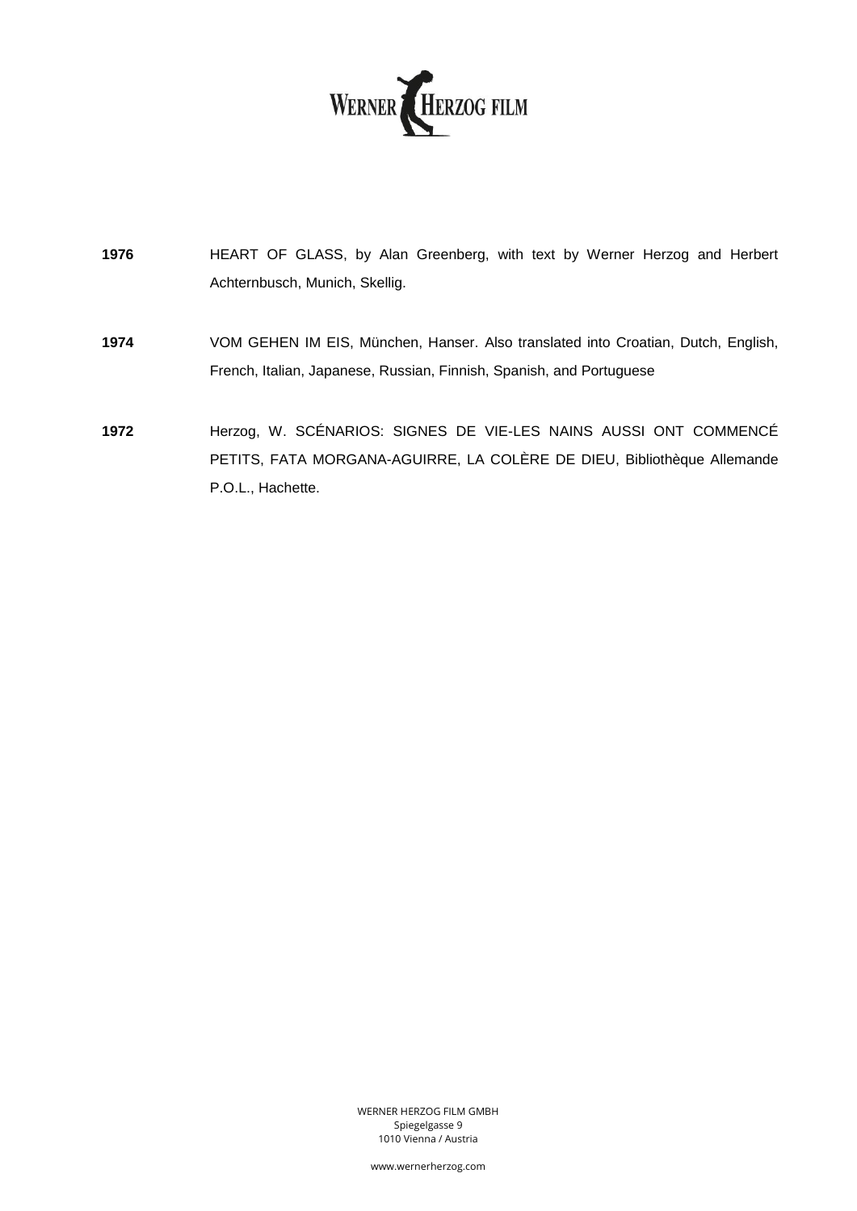**1976** HEART OF GLASS, by Alan Greenberg, with text by Werner Herzog and Herbert Achternbusch, Munich, Skellig.

**1974** VOM GEHEN IM EIS, München, Hanser. Also translated into Croatian, Dutch, English, French, Italian, Japanese, Russian, Finnish, Spanish, and Portuguese

**1972** Herzog, W. SCÉNARIOS: SIGNES DE VIE-LES NAINS AUSSI ONT COMMENCÉ PETITS, FATA MORGANA-AGUIRRE, LA COLÈRE DE DIEU, Bibliothèque Allemande P.O.L., Hachette.